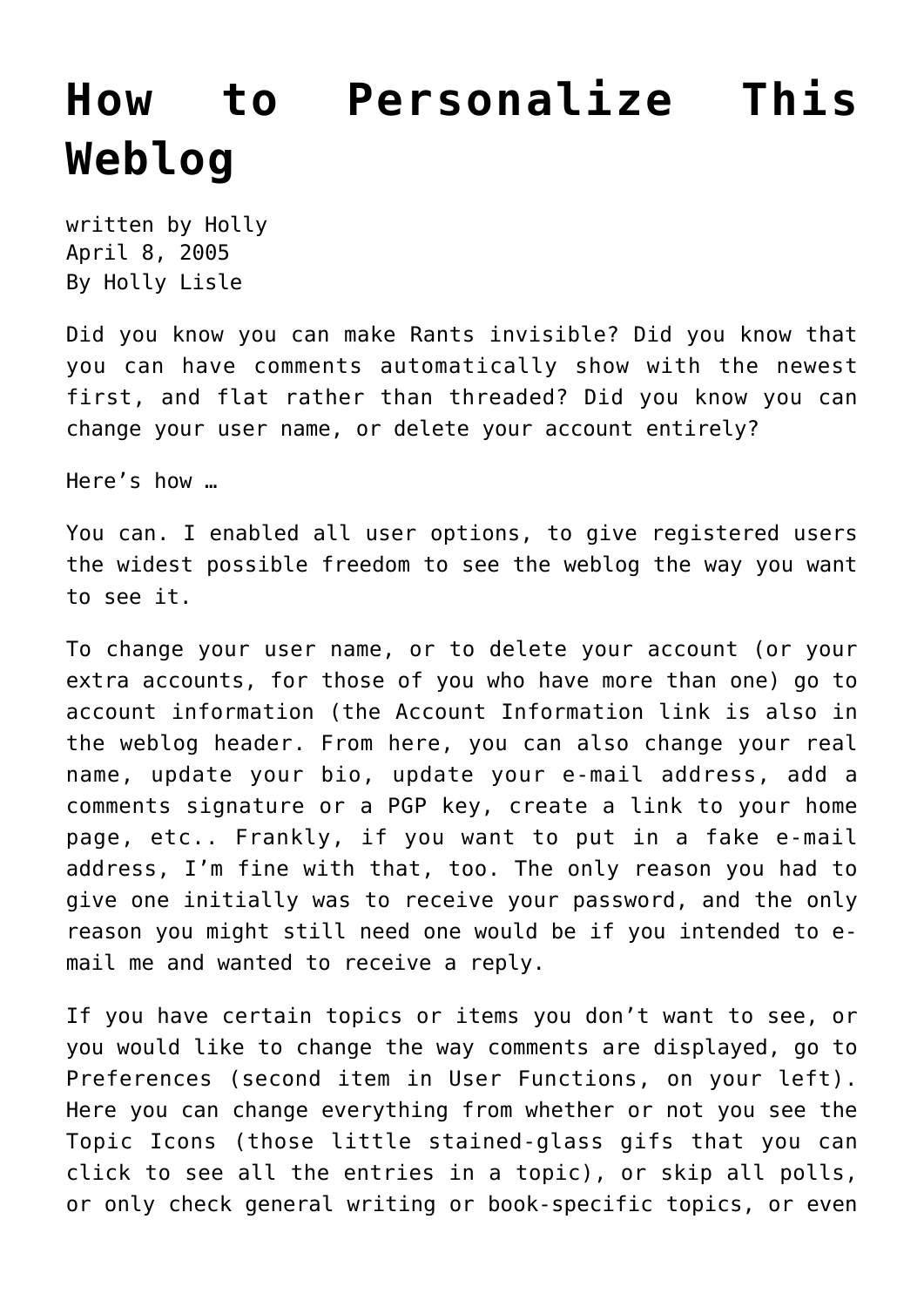# How to Personalize This Weblog

written by Holly
April 8, 2005
By Holly Lisle

Did you know you can make Rants invisible? Did you know that you can have comments automatically show with the newest first, and flat rather than threaded? Did you know you can change your user name, or delete your account entirely?

Here's how …

You can. I enabled all user options, to give registered users the widest possible freedom to see the weblog the way you want to see it.

To change your user name, or to delete your account (or your extra accounts, for those of you who have more than one) go to account information (the Account Information link is also in the weblog header. From here, you can also change your real name, update your bio, update your e-mail address, add a comments signature or a PGP key, create a link to your home page, etc.. Frankly, if you want to put in a fake e-mail address, I'm fine with that, too. The only reason you had to give one initially was to receive your password, and the only reason you might still need one would be if you intended to e-mail me and wanted to receive a reply.

If you have certain topics or items you don't want to see, or you would like to change the way comments are displayed, go to Preferences (second item in User Functions, on your left). Here you can change everything from whether or not you see the Topic Icons (those little stained-glass gifs that you can click to see all the entries in a topic), or skip all polls, or only check general writing or book-specific topics, or even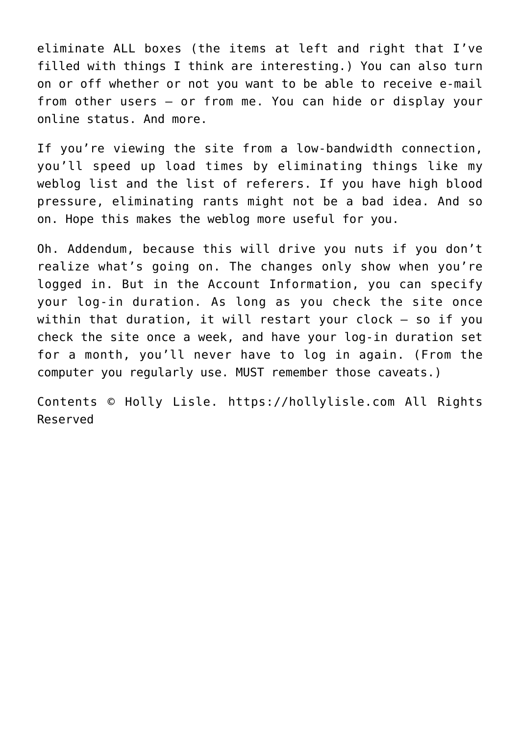eliminate ALL boxes (the items at left and right that I've filled with things I think are interesting.) You can also turn on or off whether or not you want to be able to receive e-mail from other users — or from me. You can hide or display your online status. And more.

If you're viewing the site from a low-bandwidth connection, you'll speed up load times by eliminating things like my weblog list and the list of referers. If you have high blood pressure, eliminating rants might not be a bad idea. And so on. Hope this makes the weblog more useful for you.

Oh. Addendum, because this will drive you nuts if you don't realize what's going on. The changes only show when you're logged in. But in the Account Information, you can specify your log-in duration. As long as you check the site once within that duration, it will restart your clock — so if you check the site once a week, and have your log-in duration set for a month, you'll never have to log in again. (From the computer you regularly use. MUST remember those caveats.)

Contents © Holly Lisle. https://hollylisle.com All Rights Reserved